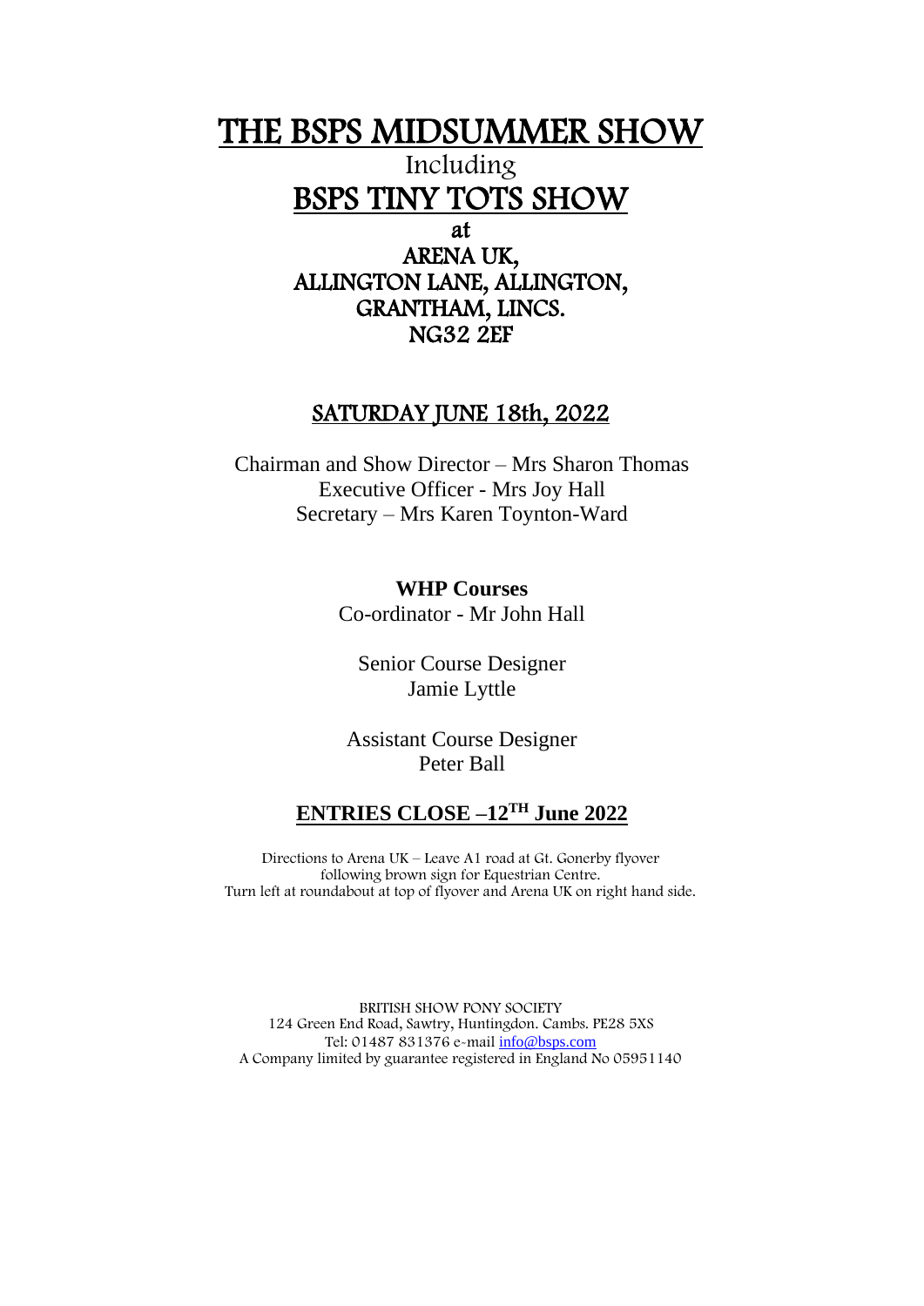# THE BSPS MIDSUMMER SHOW

Including

# BSPS TINY TOTS SHOW

at

## ARENA UK, ALLINGTON LANE, ALLINGTON, GRANTHAM, LINCS. NG32 2EF

## SATURDAY JUNE 18th, 2022

Chairman and Show Director – Mrs Sharon Thomas
Executive Officer - Mrs Joy Hall
Secretary – Mrs Karen Toynton-Ward

**WHP Courses**
Co-ordinator - Mr John Hall

Senior Course Designer
Jamie Lyttle

Assistant Course Designer
Peter Ball

## ENTRIES CLOSE –12TH June 2022

Directions to Arena UK – Leave A1 road at Gt. Gonerby flyover following brown sign for Equestrian Centre.
Turn left at roundabout at top of flyover and Arena UK on right hand side.

BRITISH SHOW PONY SOCIETY
124 Green End Road, Sawtry, Huntingdon. Cambs. PE28 5XS
Tel: 01487 831376 e-mail info@bsps.com
A Company limited by guarantee registered in England No 05951140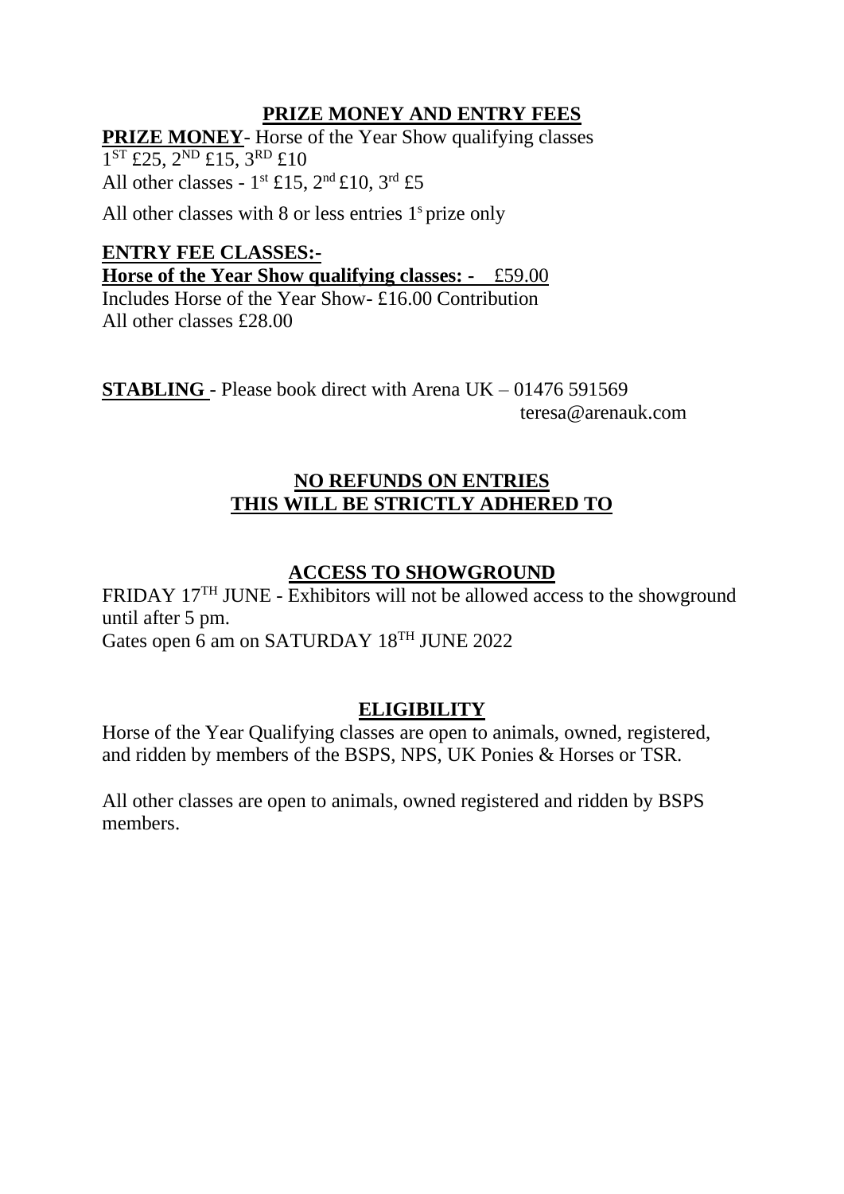## PRIZE MONEY AND ENTRY FEES

**PRIZE MONEY**- Horse of the Year Show qualifying classes
1ST £25, 2ND £15, 3RD £10
All other classes - 1st £15, 2nd £10, 3rd £5

All other classes with 8 or less entries 1s prize only

**ENTRY FEE CLASSES:-**
**Horse of the Year Show qualifying classes: -** £59.00
Includes Horse of the Year Show- £16.00 Contribution
All other classes £28.00

**STABLING** - Please book direct with Arena UK – 01476 591569
teresa@arenauk.com

**NO REFUNDS ON ENTRIES**
**THIS WILL BE STRICTLY ADHERED TO**

## ACCESS TO SHOWGROUND

FRIDAY 17TH JUNE - Exhibitors will not be allowed access to the showground until after 5 pm.
Gates open 6 am on SATURDAY 18TH JUNE 2022

## ELIGIBILITY

Horse of the Year Qualifying classes are open to animals, owned, registered, and ridden by members of the BSPS, NPS, UK Ponies & Horses or TSR.

All other classes are open to animals, owned registered and ridden by BSPS members.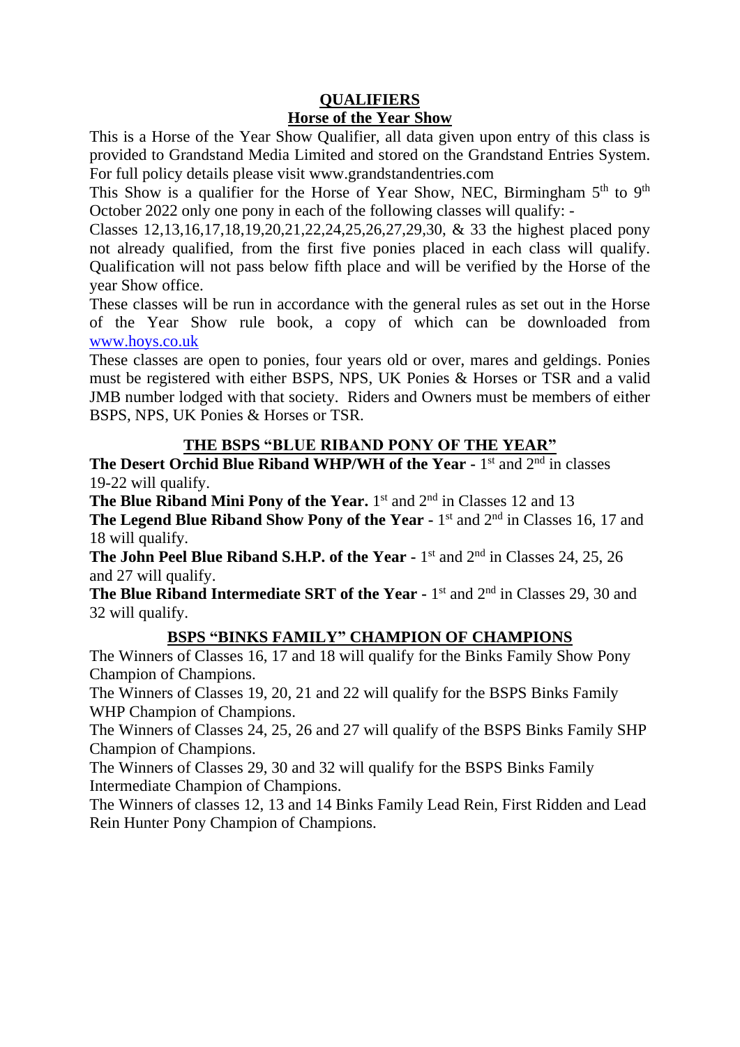## QUALIFIERS

## Horse of the Year Show

This is a Horse of the Year Show Qualifier, all data given upon entry of this class is provided to Grandstand Media Limited and stored on the Grandstand Entries System. For full policy details please visit www.grandstandentries.com

This Show is a qualifier for the Horse of Year Show, NEC, Birmingham 5th to 9th October 2022 only one pony in each of the following classes will qualify: -

Classes 12,13,16,17,18,19,20,21,22,24,25,26,27,29,30, & 33 the highest placed pony not already qualified, from the first five ponies placed in each class will qualify. Qualification will not pass below fifth place and will be verified by the Horse of the year Show office.

These classes will be run in accordance with the general rules as set out in the Horse of the Year Show rule book, a copy of which can be downloaded from www.hoys.co.uk

These classes are open to ponies, four years old or over, mares and geldings. Ponies must be registered with either BSPS, NPS, UK Ponies & Horses or TSR and a valid JMB number lodged with that society. Riders and Owners must be members of either BSPS, NPS, UK Ponies & Horses or TSR.

## THE BSPS "BLUE RIBAND PONY OF THE YEAR"

**The Desert Orchid Blue Riband WHP/WH of the Year -** 1st and 2nd in classes 19-22 will qualify.

**The Blue Riband Mini Pony of the Year.** 1st and 2nd in Classes 12 and 13

**The Legend Blue Riband Show Pony of the Year -** 1st and 2nd in Classes 16, 17 and 18 will qualify.

**The John Peel Blue Riband S.H.P. of the Year -** 1st and 2nd in Classes 24, 25, 26 and 27 will qualify.

**The Blue Riband Intermediate SRT of the Year -** 1st and 2nd in Classes 29, 30 and 32 will qualify.

## BSPS "BINKS FAMILY" CHAMPION OF CHAMPIONS

The Winners of Classes 16, 17 and 18 will qualify for the Binks Family Show Pony Champion of Champions.

The Winners of Classes 19, 20, 21 and 22 will qualify for the BSPS Binks Family WHP Champion of Champions.

The Winners of Classes 24, 25, 26 and 27 will qualify of the BSPS Binks Family SHP Champion of Champions.

The Winners of Classes 29, 30 and 32 will qualify for the BSPS Binks Family Intermediate Champion of Champions.

The Winners of classes 12, 13 and 14 Binks Family Lead Rein, First Ridden and Lead Rein Hunter Pony Champion of Champions.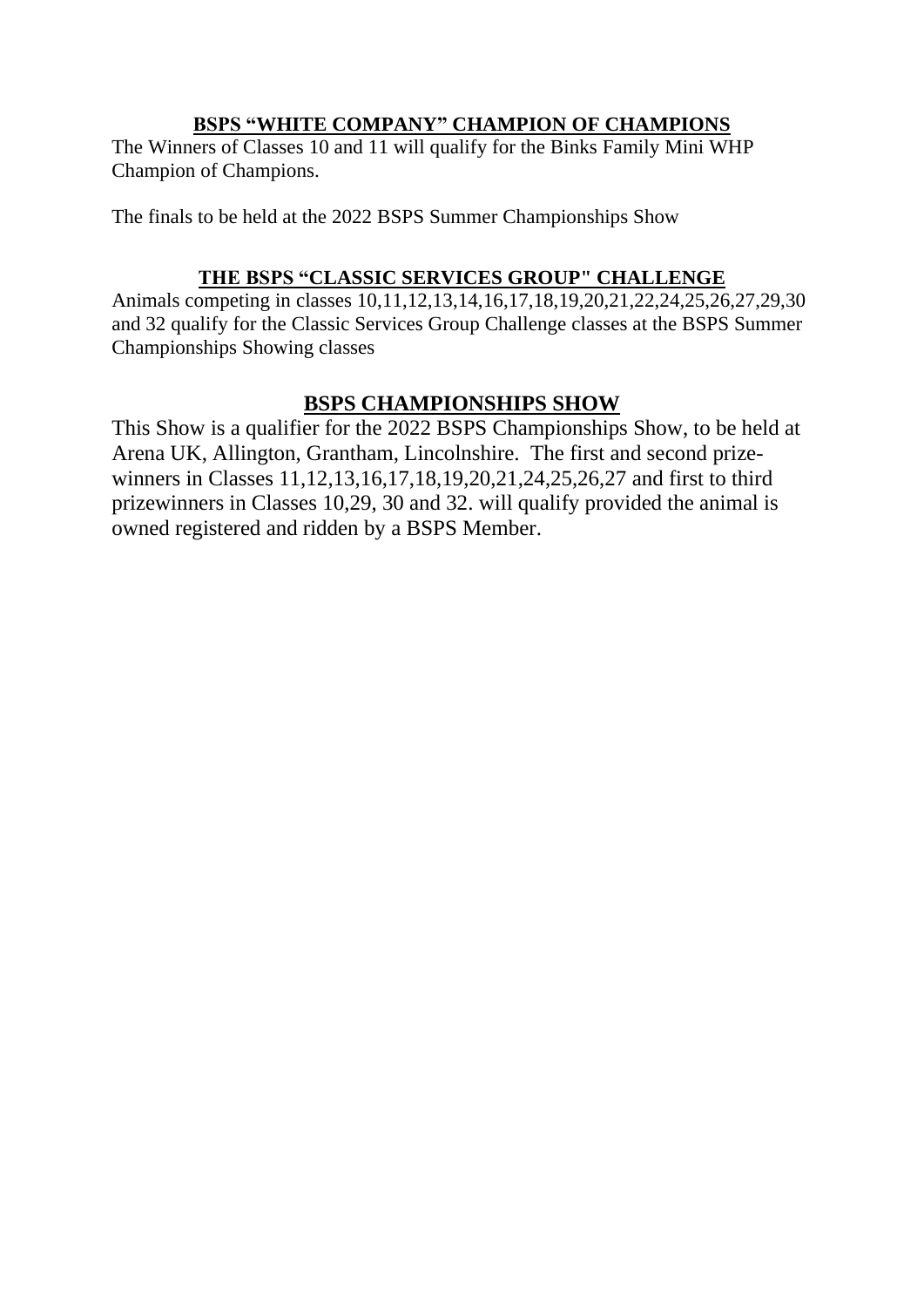## BSPS “WHITE COMPANY” CHAMPION OF CHAMPIONS

The Winners of Classes 10 and 11 will qualify for the Binks Family Mini WHP Champion of Champions.

The finals to be held at the 2022 BSPS Summer Championships Show

## THE BSPS “CLASSIC SERVICES GROUP" CHALLENGE

Animals competing in classes 10,11,12,13,14,16,17,18,19,20,21,22,24,25,26,27,29,30 and 32 qualify for the Classic Services Group Challenge classes at the BSPS Summer Championships Showing classes

## BSPS CHAMPIONSHIPS SHOW

This Show is a qualifier for the 2022 BSPS Championships Show, to be held at Arena UK, Allington, Grantham, Lincolnshire. The first and second prize-winners in Classes 11,12,13,16,17,18,19,20,21,24,25,26,27 and first to third prizewinners in Classes 10,29, 30 and 32. will qualify provided the animal is owned registered and ridden by a BSPS Member.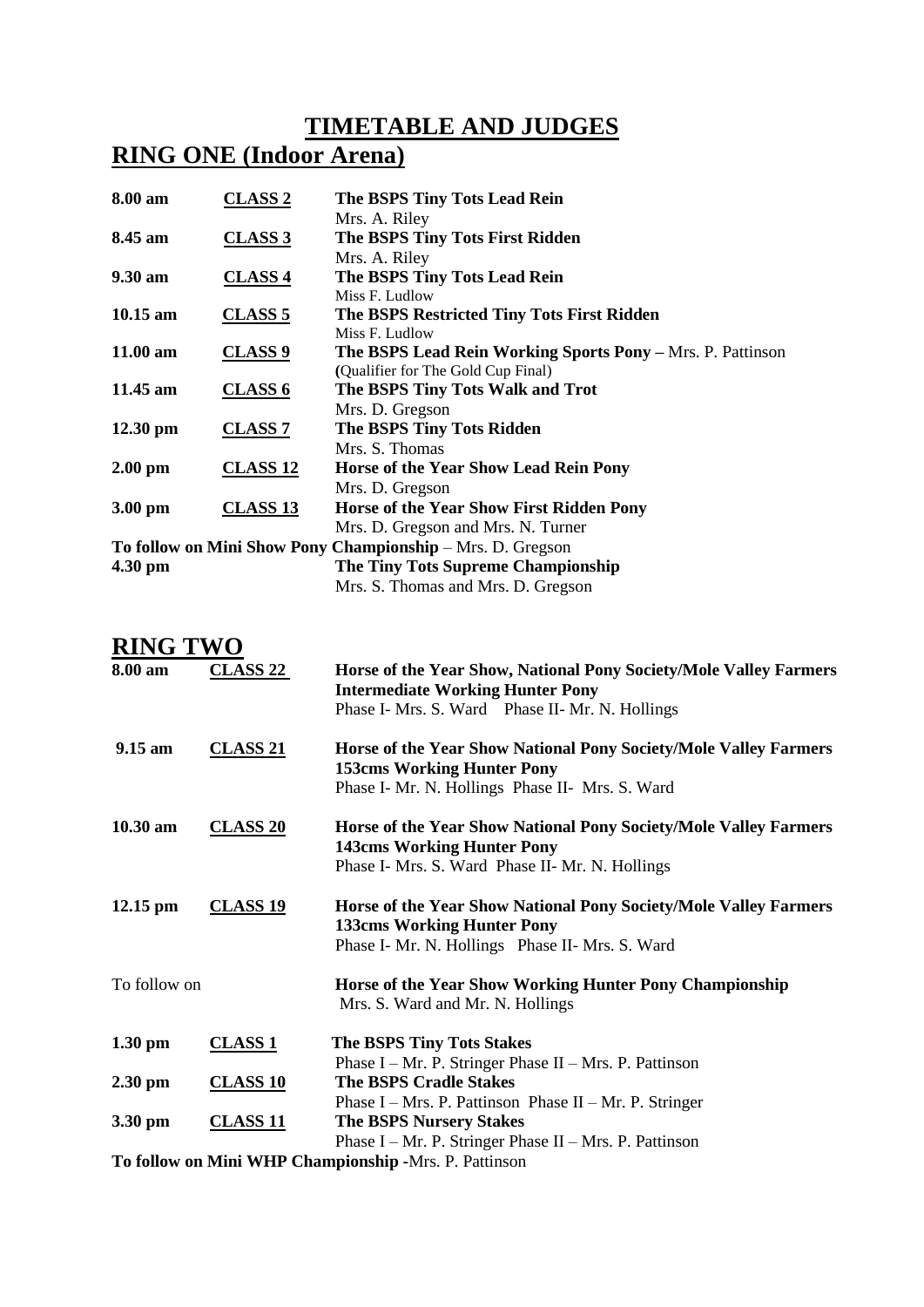# TIMETABLE AND JUDGES

## RING ONE (Indoor Arena)

| | | |
|---|---|---|
| **8.00 am** | **CLASS 2** | **The BSPS Tiny Tots Lead Rein**<br>Mrs. A. Riley |
| **8.45 am** | **CLASS 3** | **The BSPS Tiny Tots First Ridden**<br>Mrs. A. Riley |
| **9.30 am** | **CLASS 4** | **The BSPS Tiny Tots Lead Rein**<br>Miss F. Ludlow |
| **10.15 am** | **CLASS 5** | **The BSPS Restricted Tiny Tots First Ridden**<br>Miss F. Ludlow |
| **11.00 am** | **CLASS 9** | **The BSPS Lead Rein Working Sports Pony** – Mrs. P. Pattinson<br>(Qualifier for The Gold Cup Final) |
| **11.45 am** | **CLASS 6** | **The BSPS Tiny Tots Walk and Trot**<br>Mrs. D. Gregson |
| **12.30 pm** | **CLASS 7** | **The BSPS Tiny Tots Ridden**<br>Mrs. S. Thomas |
| **2.00 pm** | **CLASS 12** | **Horse of the Year Show Lead Rein Pony**<br>Mrs. D. Gregson |
| **3.00 pm** | **CLASS 13** | **Horse of the Year Show First Ridden Pony**<br>Mrs. D. Gregson and Mrs. N. Turner |

**To follow on Mini Show Pony Championship** – Mrs. D. Gregson

| | | |
|---|---|---|
| **4.30 pm** | | **The Tiny Tots Supreme Championship**<br>Mrs. S. Thomas and Mrs. D. Gregson |

## RING TWO

| | | |
|---|---|---|
| **8.00 am** | **CLASS 22** | **Horse of the Year Show, National Pony Society/Mole Valley Farmers Intermediate Working Hunter Pony**<br>Phase I- Mrs. S. Ward Phase II- Mr. N. Hollings |
| **9.15 am** | **CLASS 21** | **Horse of the Year Show National Pony Society/Mole Valley Farmers 153cms Working Hunter Pony**<br>Phase I- Mr. N. Hollings Phase II- Mrs. S. Ward |
| **10.30 am** | **CLASS 20** | **Horse of the Year Show National Pony Society/Mole Valley Farmers 143cms Working Hunter Pony**<br>Phase I- Mrs. S. Ward Phase II- Mr. N. Hollings |
| **12.15 pm** | **CLASS 19** | **Horse of the Year Show National Pony Society/Mole Valley Farmers 133cms Working Hunter Pony**<br>Phase I- Mr. N. Hollings Phase II- Mrs. S. Ward |
| To follow on | | **Horse of the Year Show Working Hunter Pony Championship**<br>Mrs. S. Ward and Mr. N. Hollings |
| **1.30 pm** | **CLASS 1** | **The BSPS Tiny Tots Stakes**<br>Phase I – Mr. P. Stringer Phase II – Mrs. P. Pattinson |
| **2.30 pm** | **CLASS 10** | **The BSPS Cradle Stakes**<br>Phase I – Mrs. P. Pattinson Phase II – Mr. P. Stringer |
| **3.30 pm** | **CLASS 11** | **The BSPS Nursery Stakes**<br>Phase I – Mr. P. Stringer Phase II – Mrs. P. Pattinson |

**To follow on Mini WHP Championship** -Mrs. P. Pattinson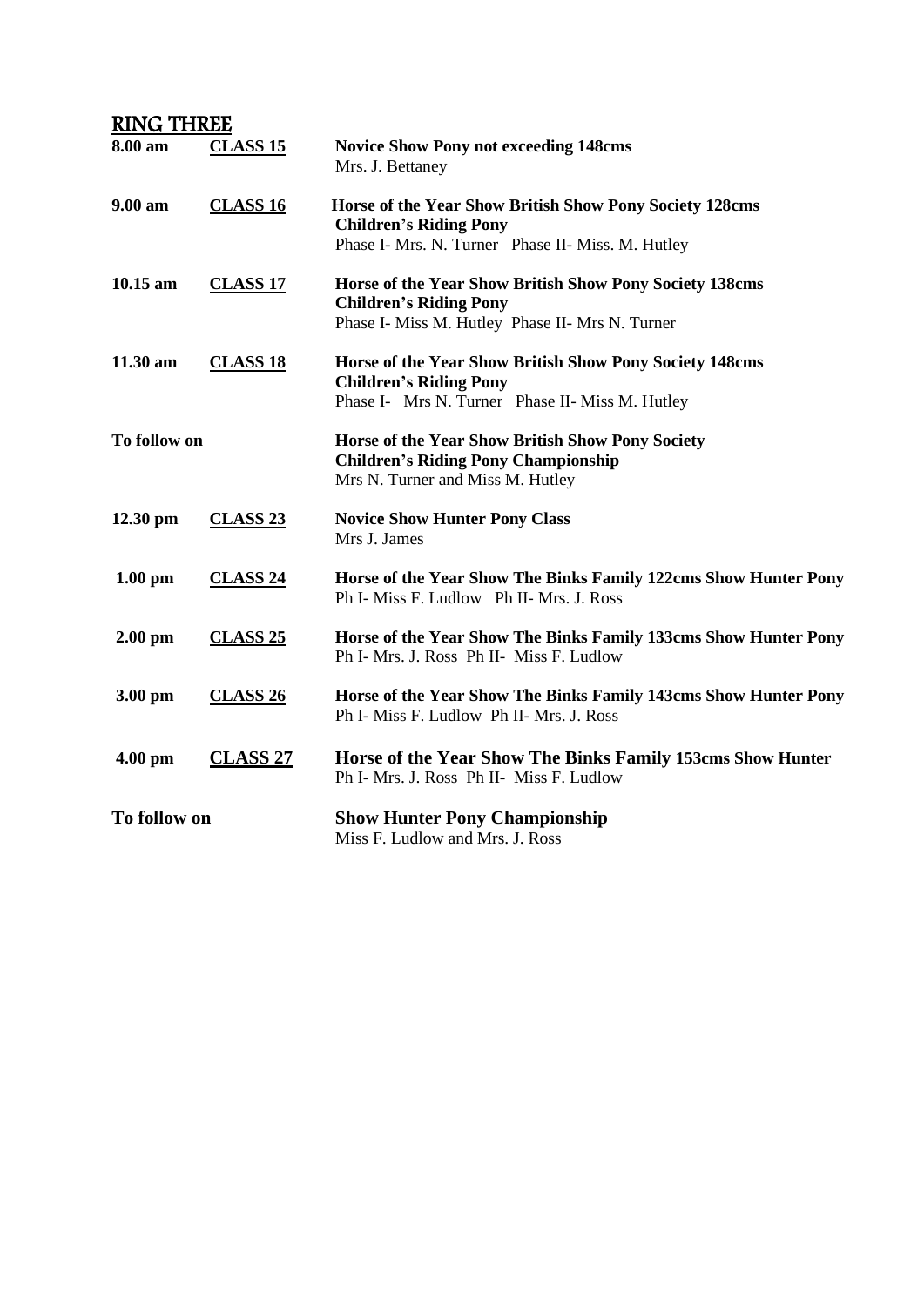## RING THREE

**8.00 am** **CLASS 15** **Novice Show Pony not exceeding 148cms**
Mrs. J. Bettaney

**9.00 am** **CLASS 16** **Horse of the Year Show British Show Pony Society 128cms Children's Riding Pony**
Phase I- Mrs. N. Turner Phase II- Miss. M. Hutley

**10.15 am** **CLASS 17** **Horse of the Year Show British Show Pony Society 138cms Children's Riding Pony**
Phase I- Miss M. Hutley Phase II- Mrs N. Turner

**11.30 am** **CLASS 18** **Horse of the Year Show British Show Pony Society 148cms Children's Riding Pony**
Phase I- Mrs N. Turner Phase II- Miss M. Hutley

**To follow on** **Horse of the Year Show British Show Pony Society Children's Riding Pony Championship**
Mrs N. Turner and Miss M. Hutley

**12.30 pm** **CLASS 23** **Novice Show Hunter Pony Class**
Mrs J. James

**1.00 pm** **CLASS 24** **Horse of the Year Show The Binks Family 122cms Show Hunter Pony**
Ph I- Miss F. Ludlow Ph II- Mrs. J. Ross

**2.00 pm** **CLASS 25** **Horse of the Year Show The Binks Family 133cms Show Hunter Pony**
Ph I- Mrs. J. Ross Ph II- Miss F. Ludlow

**3.00 pm** **CLASS 26** **Horse of the Year Show The Binks Family 143cms Show Hunter Pony**
Ph I- Miss F. Ludlow Ph II- Mrs. J. Ross

**4.00 pm** **CLASS 27** **Horse of the Year Show The Binks Family 153cms Show Hunter**
Ph I- Mrs. J. Ross Ph II- Miss F. Ludlow

**To follow on** **Show Hunter Pony Championship**
Miss F. Ludlow and Mrs. J. Ross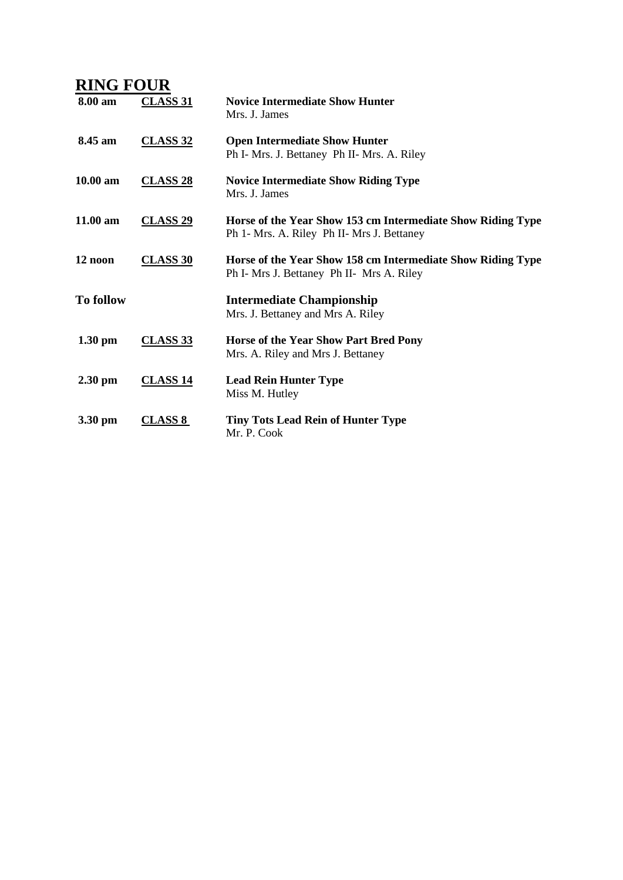## RING FOUR

| | | |
|---|---|---|
| **8.00 am** | **CLASS 31** | **Novice Intermediate Show Hunter**<br>Mrs. J. James |
| **8.45 am** | **CLASS 32** | **Open Intermediate Show Hunter**<br>Ph I- Mrs. J. Bettaney Ph II- Mrs. A. Riley |
| **10.00 am** | **CLASS 28** | **Novice Intermediate Show Riding Type**<br>Mrs. J. James |
| **11.00 am** | **CLASS 29** | **Horse of the Year Show 153 cm Intermediate Show Riding Type**<br>Ph 1- Mrs. A. Riley Ph II- Mrs J. Bettaney |
| **12 noon** | **CLASS 30** | **Horse of the Year Show 158 cm Intermediate Show Riding Type**<br>Ph I- Mrs J. Bettaney Ph II- Mrs A. Riley |
| **To follow** | | **Intermediate Championship**<br>Mrs. J. Bettaney and Mrs A. Riley |
| **1.30 pm** | **CLASS 33** | **Horse of the Year Show Part Bred Pony**<br>Mrs. A. Riley and Mrs J. Bettaney |
| **2.30 pm** | **CLASS 14** | **Lead Rein Hunter Type**<br>Miss M. Hutley |
| **3.30 pm** | **CLASS 8** | **Tiny Tots Lead Rein of Hunter Type**<br>Mr. P. Cook |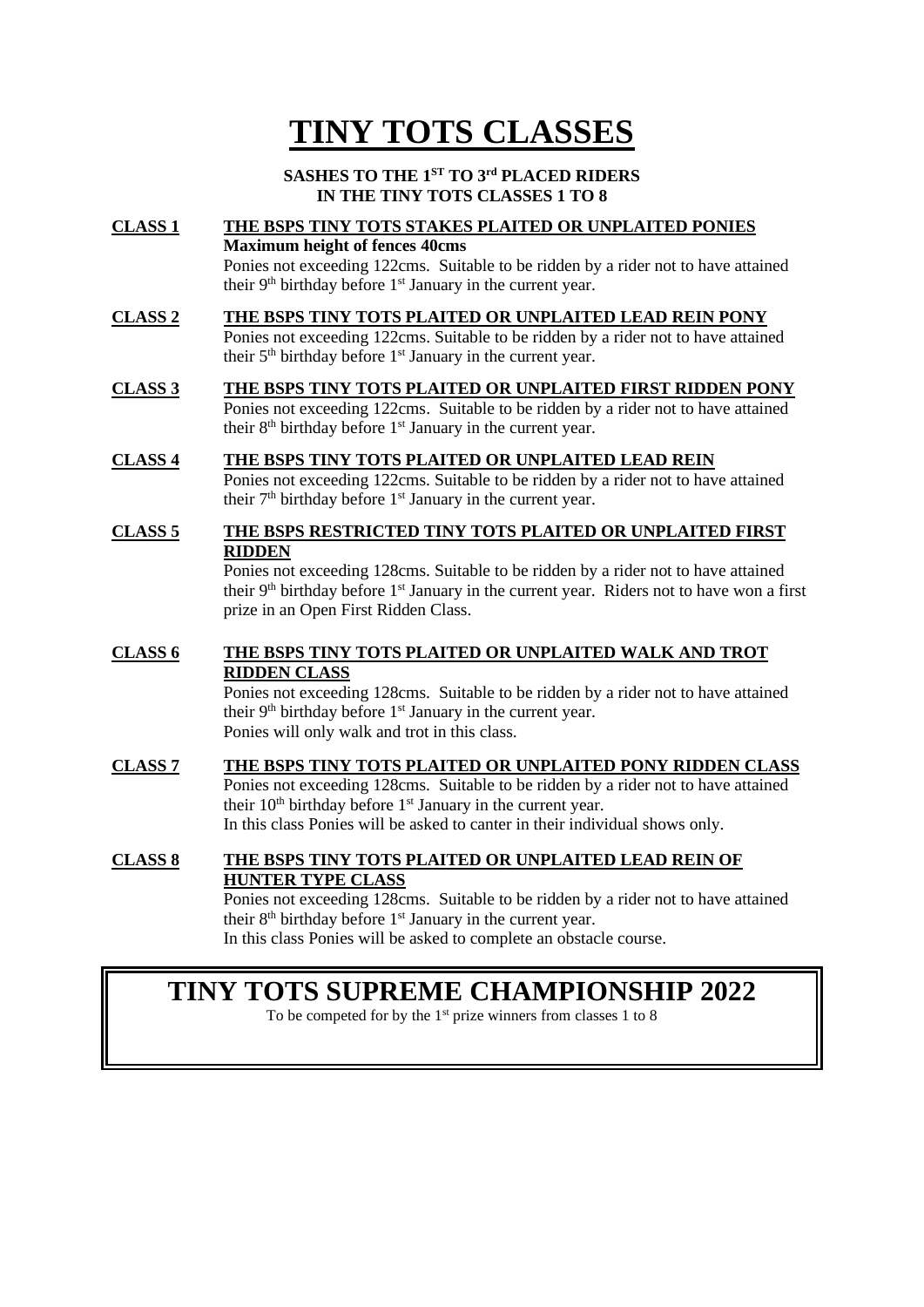# TINY TOTS CLASSES

**SASHES TO THE 1ST TO 3rd PLACED RIDERS IN THE TINY TOTS CLASSES 1 TO 8**

**CLASS 1** **THE BSPS TINY TOTS STAKES PLAITED OR UNPLAITED PONIES**
**Maximum height of fences 40cms**
Ponies not exceeding 122cms. Suitable to be ridden by a rider not to have attained their 9th birthday before 1st January in the current year.

**CLASS 2** **THE BSPS TINY TOTS PLAITED OR UNPLAITED LEAD REIN PONY**
Ponies not exceeding 122cms. Suitable to be ridden by a rider not to have attained their 5th birthday before 1st January in the current year.

**CLASS 3** **THE BSPS TINY TOTS PLAITED OR UNPLAITED FIRST RIDDEN PONY**
Ponies not exceeding 122cms. Suitable to be ridden by a rider not to have attained their 8th birthday before 1st January in the current year.

**CLASS 4** **THE BSPS TINY TOTS PLAITED OR UNPLAITED LEAD REIN**
Ponies not exceeding 122cms. Suitable to be ridden by a rider not to have attained their 7th birthday before 1st January in the current year.

**CLASS 5** **THE BSPS RESTRICTED TINY TOTS PLAITED OR UNPLAITED FIRST RIDDEN**
Ponies not exceeding 128cms. Suitable to be ridden by a rider not to have attained their 9th birthday before 1st January in the current year. Riders not to have won a first prize in an Open First Ridden Class.

**CLASS 6** **THE BSPS TINY TOTS PLAITED OR UNPLAITED WALK AND TROT RIDDEN CLASS**
Ponies not exceeding 128cms. Suitable to be ridden by a rider not to have attained their 9th birthday before 1st January in the current year.
Ponies will only walk and trot in this class.

**CLASS 7** **THE BSPS TINY TOTS PLAITED OR UNPLAITED PONY RIDDEN CLASS**
Ponies not exceeding 128cms. Suitable to be ridden by a rider not to have attained their 10th birthday before 1st January in the current year.
In this class Ponies will be asked to canter in their individual shows only.

**CLASS 8** **THE BSPS TINY TOTS PLAITED OR UNPLAITED LEAD REIN OF HUNTER TYPE CLASS**
Ponies not exceeding 128cms. Suitable to be ridden by a rider not to have attained their 8th birthday before 1st January in the current year.
In this class Ponies will be asked to complete an obstacle course.

## TINY TOTS SUPREME CHAMPIONSHIP 2022

To be competed for by the 1st prize winners from classes 1 to 8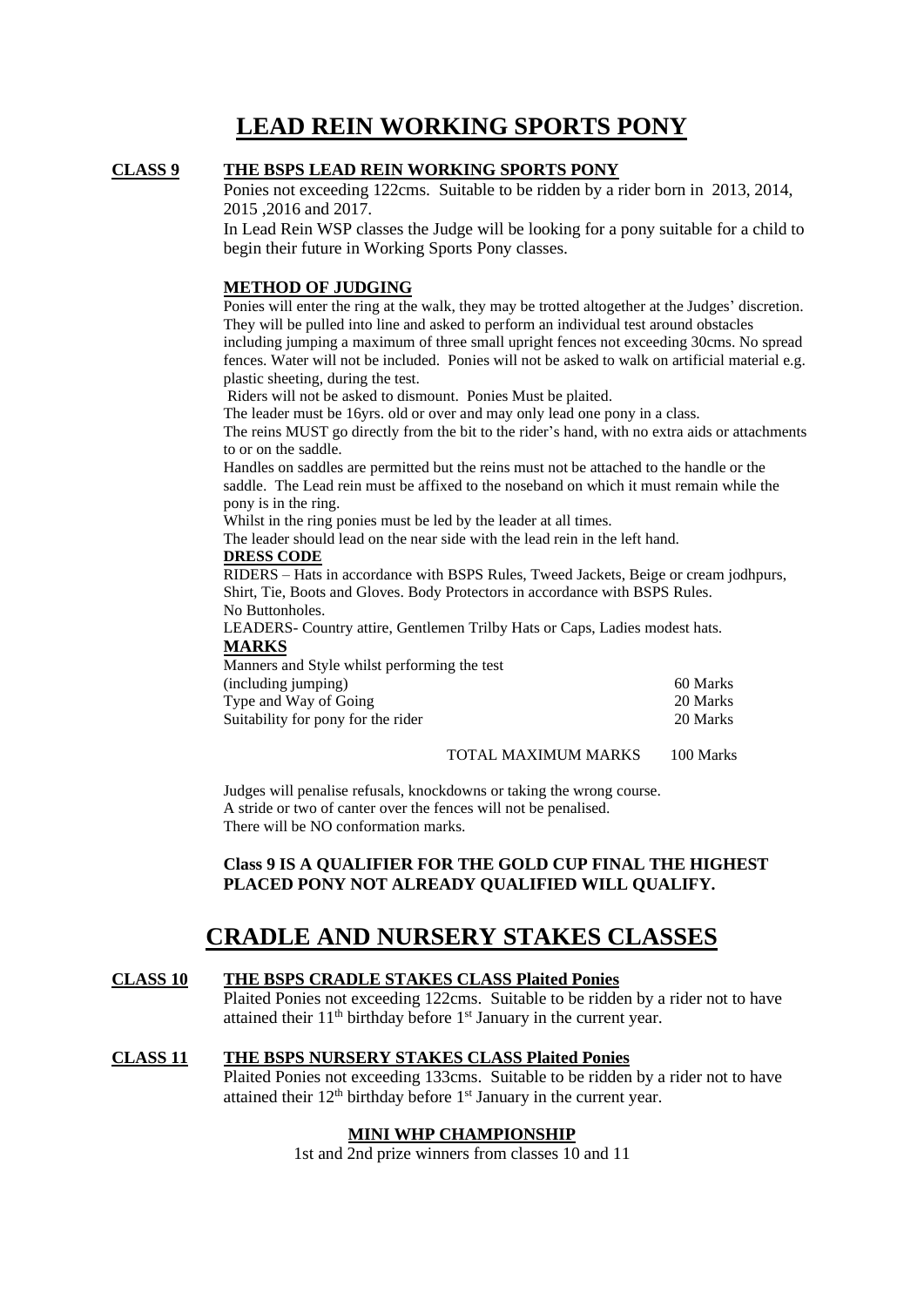# LEAD REIN WORKING SPORTS PONY

**CLASS 9** **THE BSPS LEAD REIN WORKING SPORTS PONY**

Ponies not exceeding 122cms. Suitable to be ridden by a rider born in 2013, 2014, 2015 ,2016 and 2017.

In Lead Rein WSP classes the Judge will be looking for a pony suitable for a child to begin their future in Working Sports Pony classes.

**METHOD OF JUDGING**

Ponies will enter the ring at the walk, they may be trotted altogether at the Judges' discretion. They will be pulled into line and asked to perform an individual test around obstacles including jumping a maximum of three small upright fences not exceeding 30cms. No spread fences. Water will not be included. Ponies will not be asked to walk on artificial material e.g. plastic sheeting, during the test.

Riders will not be asked to dismount. Ponies Must be plaited.

The leader must be 16yrs. old or over and may only lead one pony in a class.

The reins MUST go directly from the bit to the rider's hand, with no extra aids or attachments to or on the saddle.

Handles on saddles are permitted but the reins must not be attached to the handle or the saddle. The Lead rein must be affixed to the noseband on which it must remain while the pony is in the ring.

Whilst in the ring ponies must be led by the leader at all times.

The leader should lead on the near side with the lead rein in the left hand.

**DRESS CODE**

RIDERS – Hats in accordance with BSPS Rules, Tweed Jackets, Beige or cream jodhpurs, Shirt, Tie, Boots and Gloves. Body Protectors in accordance with BSPS Rules.

No Buttonholes.

LEADERS- Country attire, Gentlemen Trilby Hats or Caps, Ladies modest hats.

**MARKS**

| | |
|---|---|
| Manners and Style whilst performing the test (including jumping) | 60 Marks |
| Type and Way of Going | 20 Marks |
| Suitability for pony for the rider | 20 Marks |
| TOTAL MAXIMUM MARKS | 100 Marks |

Judges will penalise refusals, knockdowns or taking the wrong course.
A stride or two of canter over the fences will not be penalised.
There will be NO conformation marks.

**Class 9 IS A QUALIFIER FOR THE GOLD CUP FINAL THE HIGHEST PLACED PONY NOT ALREADY QUALIFIED WILL QUALIFY.**

# CRADLE AND NURSERY STAKES CLASSES

**CLASS 10** **THE BSPS CRADLE STAKES CLASS Plaited Ponies**

Plaited Ponies not exceeding 122cms. Suitable to be ridden by a rider not to have attained their 11th birthday before 1st January in the current year.

**CLASS 11** **THE BSPS NURSERY STAKES CLASS Plaited Ponies**

Plaited Ponies not exceeding 133cms. Suitable to be ridden by a rider not to have attained their 12th birthday before 1st January in the current year.

**MINI WHP CHAMPIONSHIP**

1st and 2nd prize winners from classes 10 and 11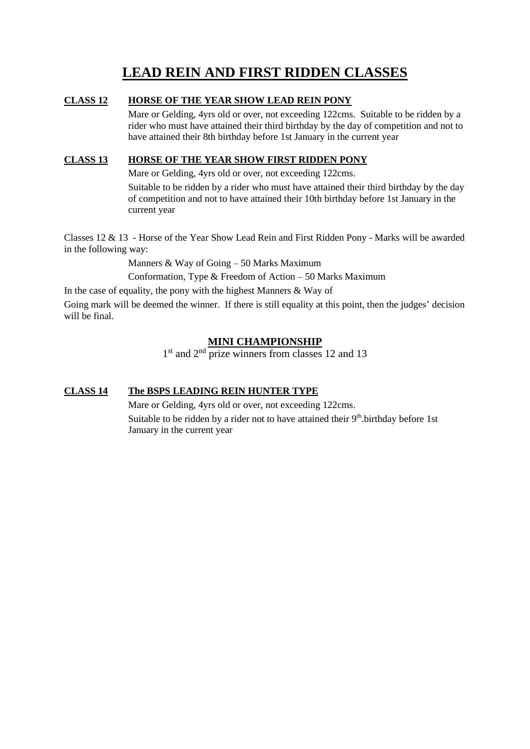# LEAD REIN AND FIRST RIDDEN CLASSES

**CLASS 12 HORSE OF THE YEAR SHOW LEAD REIN PONY**

Mare or Gelding, 4yrs old or over, not exceeding 122cms. Suitable to be ridden by a rider who must have attained their third birthday by the day of competition and not to have attained their 8th birthday before 1st January in the current year

**CLASS 13 HORSE OF THE YEAR SHOW FIRST RIDDEN PONY**

Mare or Gelding, 4yrs old or over, not exceeding 122cms.

Suitable to be ridden by a rider who must have attained their third birthday by the day of competition and not to have attained their 10th birthday before 1st January in the current year

Classes 12 & 13 - Horse of the Year Show Lead Rein and First Ridden Pony - Marks will be awarded in the following way:

Manners & Way of Going – 50 Marks Maximum

Conformation, Type & Freedom of Action – 50 Marks Maximum

In the case of equality, the pony with the highest Manners & Way of Going mark will be deemed the winner. If there is still equality at this point, then the judges' decision will be final.

## MINI CHAMPIONSHIP

1st and 2nd prize winners from classes 12 and 13

**CLASS 14 The BSPS LEADING REIN HUNTER TYPE**

Mare or Gelding, 4yrs old or over, not exceeding 122cms.

Suitable to be ridden by a rider not to have attained their 9th.birthday before 1st January in the current year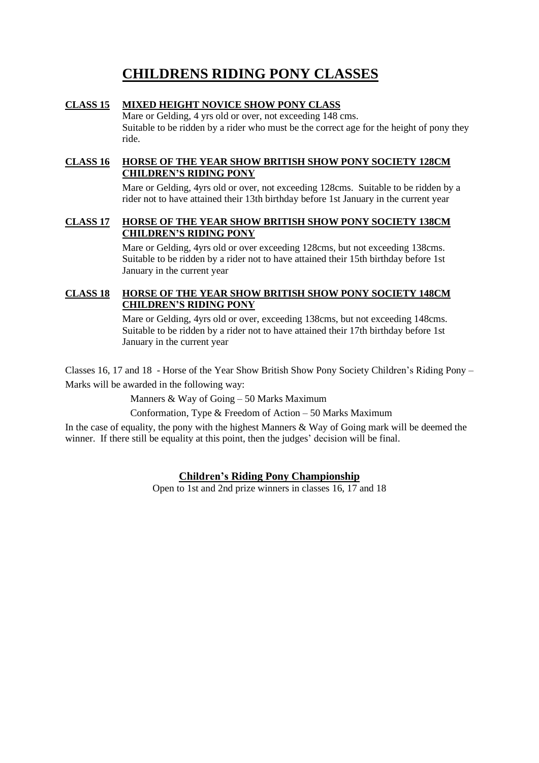# CHILDRENS RIDING PONY CLASSES

**CLASS 15 MIXED HEIGHT NOVICE SHOW PONY CLASS**

Mare or Gelding, 4 yrs old or over, not exceeding 148 cms.
Suitable to be ridden by a rider who must be the correct age for the height of pony they ride.

**CLASS 16 HORSE OF THE YEAR SHOW BRITISH SHOW PONY SOCIETY 128CM CHILDREN'S RIDING PONY**

Mare or Gelding, 4yrs old or over, not exceeding 128cms. Suitable to be ridden by a rider not to have attained their 13th birthday before 1st January in the current year

**CLASS 17 HORSE OF THE YEAR SHOW BRITISH SHOW PONY SOCIETY 138CM CHILDREN'S RIDING PONY**

Mare or Gelding, 4yrs old or over exceeding 128cms, but not exceeding 138cms. Suitable to be ridden by a rider not to have attained their 15th birthday before 1st January in the current year

**CLASS 18 HORSE OF THE YEAR SHOW BRITISH SHOW PONY SOCIETY 148CM CHILDREN'S RIDING PONY**

Mare or Gelding, 4yrs old or over, exceeding 138cms, but not exceeding 148cms. Suitable to be ridden by a rider not to have attained their 17th birthday before 1st January in the current year

Classes 16, 17 and 18 - Horse of the Year Show British Show Pony Society Children's Riding Pony – Marks will be awarded in the following way:

Manners & Way of Going – 50 Marks Maximum

Conformation, Type & Freedom of Action – 50 Marks Maximum

In the case of equality, the pony with the highest Manners & Way of Going mark will be deemed the winner. If there still be equality at this point, then the judges' decision will be final.

**Children's Riding Pony Championship**

Open to 1st and 2nd prize winners in classes 16, 17 and 18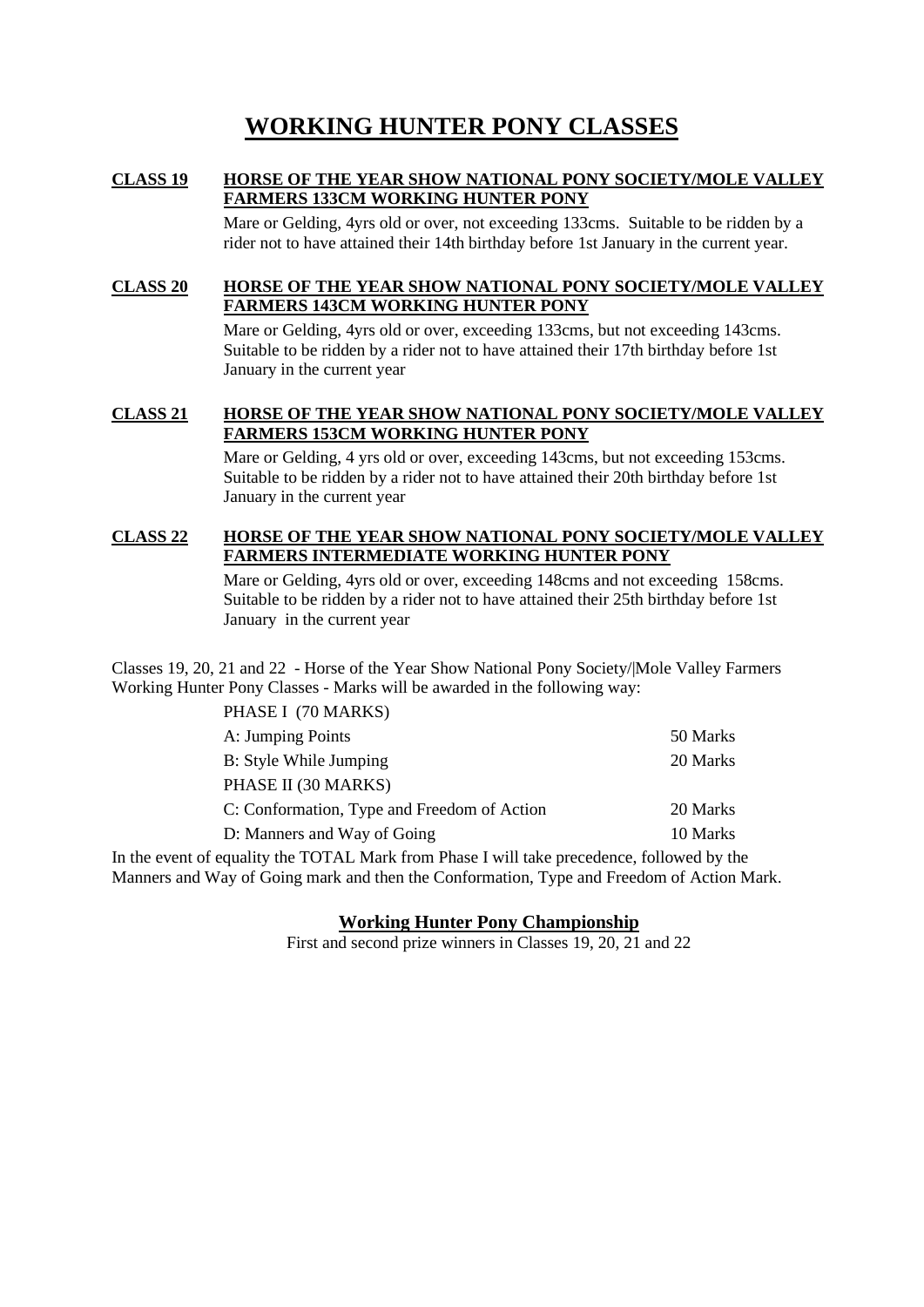# WORKING HUNTER PONY CLASSES

**CLASS 19** **HORSE OF THE YEAR SHOW NATIONAL PONY SOCIETY/MOLE VALLEY FARMERS 133CM WORKING HUNTER PONY**

Mare or Gelding, 4yrs old or over, not exceeding 133cms. Suitable to be ridden by a rider not to have attained their 14th birthday before 1st January in the current year.

**CLASS 20** **HORSE OF THE YEAR SHOW NATIONAL PONY SOCIETY/MOLE VALLEY FARMERS 143CM WORKING HUNTER PONY**

Mare or Gelding, 4yrs old or over, exceeding 133cms, but not exceeding 143cms. Suitable to be ridden by a rider not to have attained their 17th birthday before 1st January in the current year

**CLASS 21** **HORSE OF THE YEAR SHOW NATIONAL PONY SOCIETY/MOLE VALLEY FARMERS 153CM WORKING HUNTER PONY**

Mare or Gelding, 4 yrs old or over, exceeding 143cms, but not exceeding 153cms. Suitable to be ridden by a rider not to have attained their 20th birthday before 1st January in the current year

**CLASS 22** **HORSE OF THE YEAR SHOW NATIONAL PONY SOCIETY/MOLE VALLEY FARMERS INTERMEDIATE WORKING HUNTER PONY**

Mare or Gelding, 4yrs old or over, exceeding 148cms and not exceeding 158cms. Suitable to be ridden by a rider not to have attained their 25th birthday before 1st January in the current year

Classes 19, 20, 21 and 22 - Horse of the Year Show National Pony Society/|Mole Valley Farmers Working Hunter Pony Classes - Marks will be awarded in the following way:

| | |
|---|---|
| PHASE I (70 MARKS) | |
| A: Jumping Points | 50 Marks |
| B: Style While Jumping | 20 Marks |
| PHASE II (30 MARKS) | |
| C: Conformation, Type and Freedom of Action | 20 Marks |
| D: Manners and Way of Going | 10 Marks |

In the event of equality the TOTAL Mark from Phase I will take precedence, followed by the Manners and Way of Going mark and then the Conformation, Type and Freedom of Action Mark.

## Working Hunter Pony Championship

First and second prize winners in Classes 19, 20, 21 and 22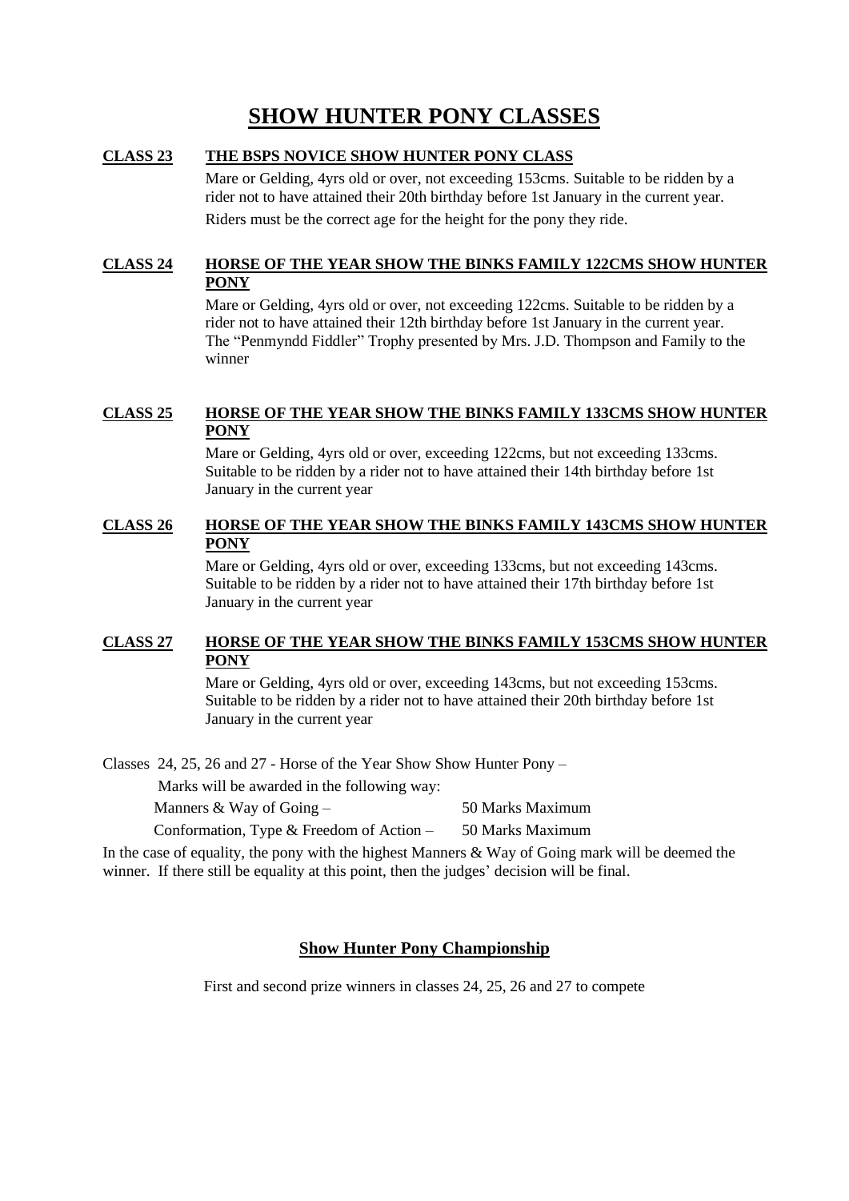# SHOW HUNTER PONY CLASSES

**CLASS 23 THE BSPS NOVICE SHOW HUNTER PONY CLASS**

Mare or Gelding, 4yrs old or over, not exceeding 153cms. Suitable to be ridden by a rider not to have attained their 20th birthday before 1st January in the current year.

Riders must be the correct age for the height for the pony they ride.

**CLASS 24 HORSE OF THE YEAR SHOW THE BINKS FAMILY 122CMS SHOW HUNTER PONY**

Mare or Gelding, 4yrs old or over, not exceeding 122cms. Suitable to be ridden by a rider not to have attained their 12th birthday before 1st January in the current year. The "Penmyndd Fiddler" Trophy presented by Mrs. J.D. Thompson and Family to the winner

**CLASS 25 HORSE OF THE YEAR SHOW THE BINKS FAMILY 133CMS SHOW HUNTER PONY**

Mare or Gelding, 4yrs old or over, exceeding 122cms, but not exceeding 133cms. Suitable to be ridden by a rider not to have attained their 14th birthday before 1st January in the current year

**CLASS 26 HORSE OF THE YEAR SHOW THE BINKS FAMILY 143CMS SHOW HUNTER PONY**

Mare or Gelding, 4yrs old or over, exceeding 133cms, but not exceeding 143cms. Suitable to be ridden by a rider not to have attained their 17th birthday before 1st January in the current year

**CLASS 27 HORSE OF THE YEAR SHOW THE BINKS FAMILY 153CMS SHOW HUNTER PONY**

Mare or Gelding, 4yrs old or over, exceeding 143cms, but not exceeding 153cms. Suitable to be ridden by a rider not to have attained their 20th birthday before 1st January in the current year

Classes 24, 25, 26 and 27 - Horse of the Year Show Show Hunter Pony –

Marks will be awarded in the following way:

Manners & Way of Going – 50 Marks Maximum

Conformation, Type & Freedom of Action – 50 Marks Maximum

In the case of equality, the pony with the highest Manners & Way of Going mark will be deemed the winner. If there still be equality at this point, then the judges' decision will be final.

## Show Hunter Pony Championship

First and second prize winners in classes 24, 25, 26 and 27 to compete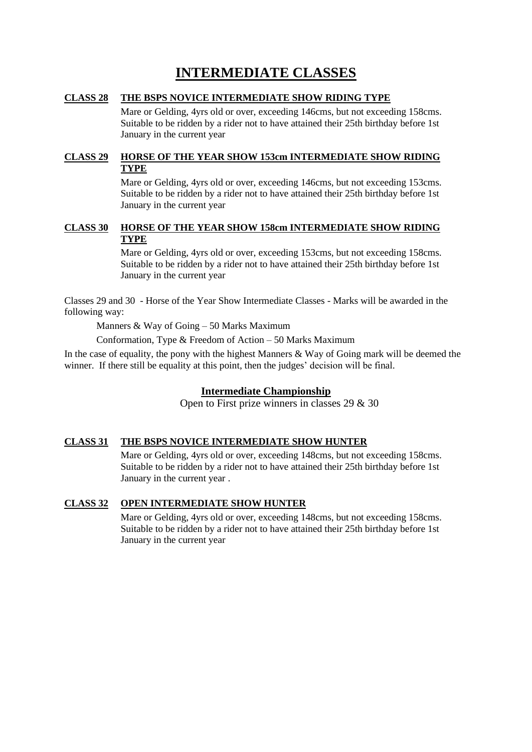# INTERMEDIATE CLASSES

**CLASS 28 THE BSPS NOVICE INTERMEDIATE SHOW RIDING TYPE**

Mare or Gelding, 4yrs old or over, exceeding 146cms, but not exceeding 158cms. Suitable to be ridden by a rider not to have attained their 25th birthday before 1st January in the current year

**CLASS 29 HORSE OF THE YEAR SHOW 153cm INTERMEDIATE SHOW RIDING TYPE**

Mare or Gelding, 4yrs old or over, exceeding 146cms, but not exceeding 153cms. Suitable to be ridden by a rider not to have attained their 25th birthday before 1st January in the current year

**CLASS 30 HORSE OF THE YEAR SHOW 158cm INTERMEDIATE SHOW RIDING TYPE**

Mare or Gelding, 4yrs old or over, exceeding 153cms, but not exceeding 158cms. Suitable to be ridden by a rider not to have attained their 25th birthday before 1st January in the current year

Classes 29 and 30 - Horse of the Year Show Intermediate Classes - Marks will be awarded in the following way:

Manners & Way of Going – 50 Marks Maximum

Conformation, Type & Freedom of Action – 50 Marks Maximum

In the case of equality, the pony with the highest Manners & Way of Going mark will be deemed the winner. If there still be equality at this point, then the judges' decision will be final.

**Intermediate Championship**

Open to First prize winners in classes 29 & 30

**CLASS 31 THE BSPS NOVICE INTERMEDIATE SHOW HUNTER**

Mare or Gelding, 4yrs old or over, exceeding 148cms, but not exceeding 158cms. Suitable to be ridden by a rider not to have attained their 25th birthday before 1st January in the current year .

**CLASS 32 OPEN INTERMEDIATE SHOW HUNTER**

Mare or Gelding, 4yrs old or over, exceeding 148cms, but not exceeding 158cms. Suitable to be ridden by a rider not to have attained their 25th birthday before 1st January in the current year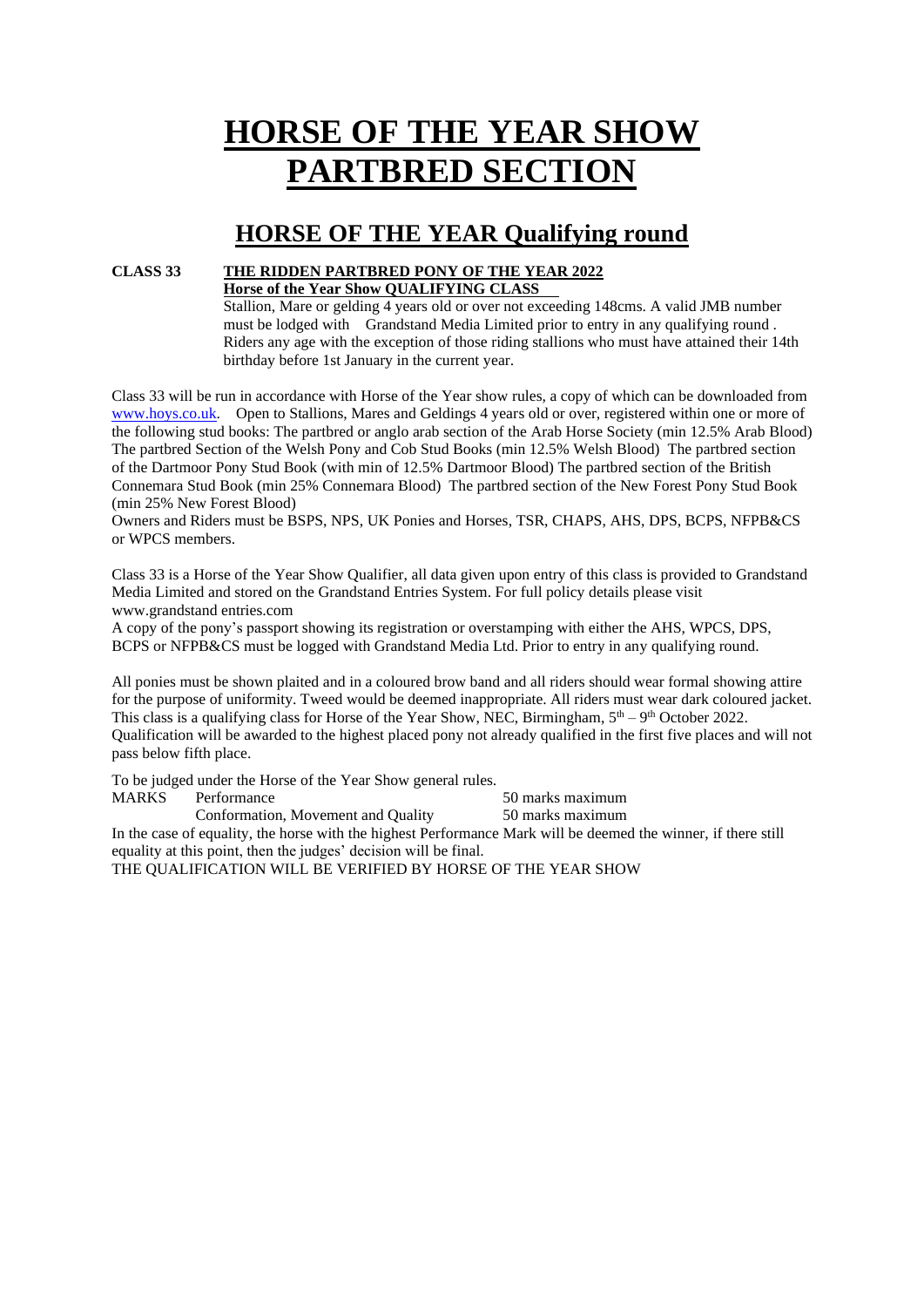# HORSE OF THE YEAR SHOW PARTBRED SECTION

## HORSE OF THE YEAR Qualifying round

**CLASS 33** **THE RIDDEN PARTBRED PONY OF THE YEAR 2022**
**Horse of the Year Show QUALIFYING CLASS**

Stallion, Mare or gelding 4 years old or over not exceeding 148cms. A valid JMB number must be lodged with Grandstand Media Limited prior to entry in any qualifying round . Riders any age with the exception of those riding stallions who must have attained their 14th birthday before 1st January in the current year.

Class 33 will be run in accordance with Horse of the Year show rules, a copy of which can be downloaded from www.hoys.co.uk. Open to Stallions, Mares and Geldings 4 years old or over, registered within one or more of the following stud books: The partbred or anglo arab section of the Arab Horse Society (min 12.5% Arab Blood) The partbred Section of the Welsh Pony and Cob Stud Books (min 12.5% Welsh Blood) The partbred section of the Dartmoor Pony Stud Book (with min of 12.5% Dartmoor Blood) The partbred section of the British Connemara Stud Book (min 25% Connemara Blood) The partbred section of the New Forest Pony Stud Book (min 25% New Forest Blood)

Owners and Riders must be BSPS, NPS, UK Ponies and Horses, TSR, CHAPS, AHS, DPS, BCPS, NFPB&CS or WPCS members.

Class 33 is a Horse of the Year Show Qualifier, all data given upon entry of this class is provided to Grandstand Media Limited and stored on the Grandstand Entries System. For full policy details please visit www.grandstand entries.com

A copy of the pony's passport showing its registration or overstamping with either the AHS, WPCS, DPS, BCPS or NFPB&CS must be logged with Grandstand Media Ltd. Prior to entry in any qualifying round.

All ponies must be shown plaited and in a coloured brow band and all riders should wear formal showing attire for the purpose of uniformity. Tweed would be deemed inappropriate. All riders must wear dark coloured jacket. This class is a qualifying class for Horse of the Year Show, NEC, Birmingham, 5th – 9th October 2022. Qualification will be awarded to the highest placed pony not already qualified in the first five places and will not pass below fifth place.

To be judged under the Horse of the Year Show general rules.

| MARKS | | |
|---|---|---|
| | Performance | 50 marks maximum |
| | Conformation, Movement and Quality | 50 marks maximum |

In the case of equality, the horse with the highest Performance Mark will be deemed the winner, if there still equality at this point, then the judges' decision will be final.

THE QUALIFICATION WILL BE VERIFIED BY HORSE OF THE YEAR SHOW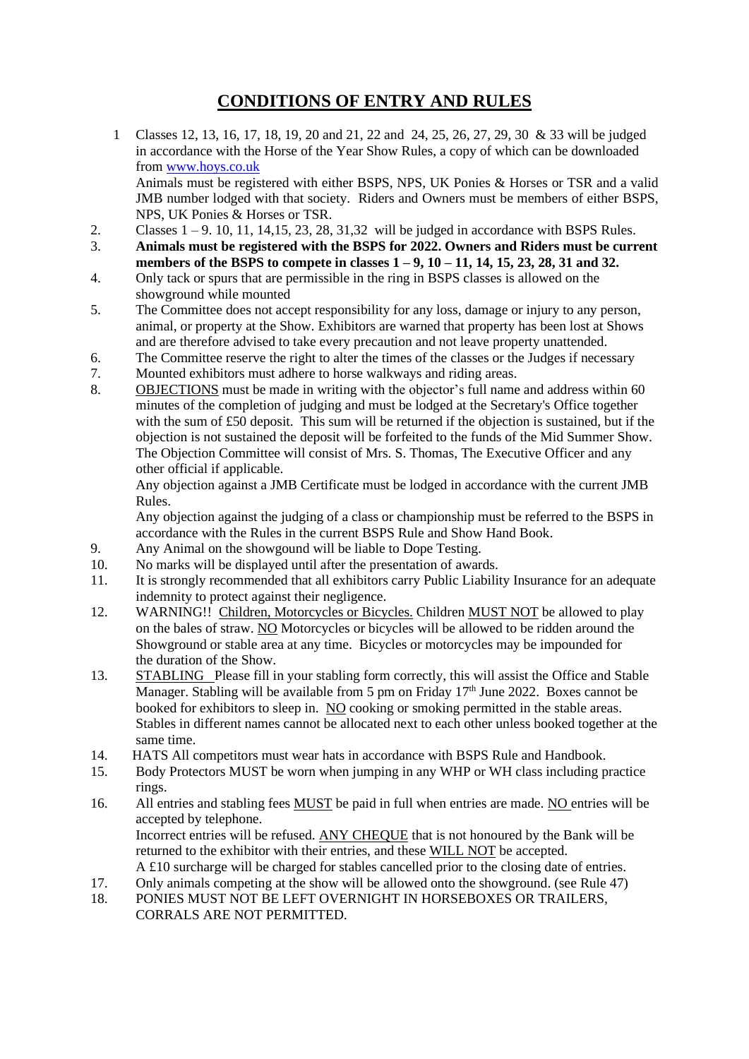# CONDITIONS OF ENTRY AND RULES

1. Classes 12, 13, 16, 17, 18, 19, 20 and 21, 22 and 24, 25, 26, 27, 29, 30 & 33 will be judged in accordance with the Horse of the Year Show Rules, a copy of which can be downloaded from [www.hoys.co.uk](http://www.hoys.co.uk)

   Animals must be registered with either BSPS, NPS, UK Ponies & Horses or TSR and a valid JMB number lodged with that society. Riders and Owners must be members of either BSPS, NPS, UK Ponies & Horses or TSR.
2. Classes 1 – 9. 10, 11, 14,15, 23, 28, 31,32 will be judged in accordance with BSPS Rules.
3. **Animals must be registered with the BSPS for 2022. Owners and Riders must be current members of the BSPS to compete in classes 1 – 9, 10 – 11, 14, 15, 23, 28, 31 and 32.**
4. Only tack or spurs that are permissible in the ring in BSPS classes is allowed on the showground while mounted
5. The Committee does not accept responsibility for any loss, damage or injury to any person, animal, or property at the Show. Exhibitors are warned that property has been lost at Shows and are therefore advised to take every precaution and not leave property unattended.
6. The Committee reserve the right to alter the times of the classes or the Judges if necessary
7. Mounted exhibitors must adhere to horse walkways and riding areas.
8. OBJECTIONS must be made in writing with the objector's full name and address within 60 minutes of the completion of judging and must be lodged at the Secretary's Office together with the sum of £50 deposit. This sum will be returned if the objection is sustained, but if the objection is not sustained the deposit will be forfeited to the funds of the Mid Summer Show. The Objection Committee will consist of Mrs. S. Thomas, The Executive Officer and any other official if applicable.

   Any objection against a JMB Certificate must be lodged in accordance with the current JMB Rules.

   Any objection against the judging of a class or championship must be referred to the BSPS in accordance with the Rules in the current BSPS Rule and Show Hand Book.
9. Any Animal on the showgound will be liable to Dope Testing.
10. No marks will be displayed until after the presentation of awards.
11. It is strongly recommended that all exhibitors carry Public Liability Insurance for an adequate indemnity to protect against their negligence.
12. WARNING!! Children, Motorcycles or Bicycles. Children MUST NOT be allowed to play on the bales of straw. NO Motorcycles or bicycles will be allowed to be ridden around the Showground or stable area at any time. Bicycles or motorcycles may be impounded for the duration of the Show.
13. STABLING Please fill in your stabling form correctly, this will assist the Office and Stable Manager. Stabling will be available from 5 pm on Friday 17th June 2022. Boxes cannot be booked for exhibitors to sleep in. NO cooking or smoking permitted in the stable areas. Stables in different names cannot be allocated next to each other unless booked together at the same time.
14. HATS All competitors must wear hats in accordance with BSPS Rule and Handbook.
15. Body Protectors MUST be worn when jumping in any WHP or WH class including practice rings.
16. All entries and stabling fees MUST be paid in full when entries are made. NO entries will be accepted by telephone.

    Incorrect entries will be refused. ANY CHEQUE that is not honoured by the Bank will be returned to the exhibitor with their entries, and these WILL NOT be accepted.

    A £10 surcharge will be charged for stables cancelled prior to the closing date of entries.
17. Only animals competing at the show will be allowed onto the showground. (see Rule 47)
18. PONIES MUST NOT BE LEFT OVERNIGHT IN HORSEBOXES OR TRAILERS, CORRALS ARE NOT PERMITTED.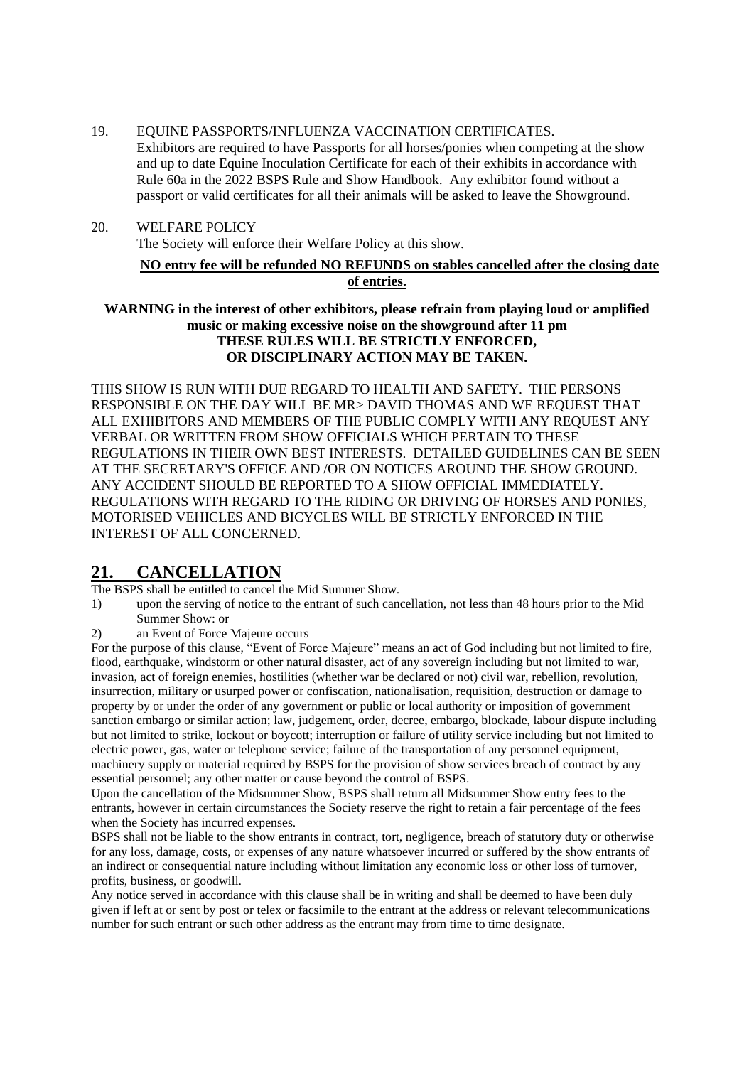19. EQUINE PASSPORTS/INFLUENZA VACCINATION CERTIFICATES.
    Exhibitors are required to have Passports for all horses/ponies when competing at the show and up to date Equine Inoculation Certificate for each of their exhibits in accordance with Rule 60a in the 2022 BSPS Rule and Show Handbook. Any exhibitor found without a passport or valid certificates for all their animals will be asked to leave the Showground.

20. WELFARE POLICY
    The Society will enforce their Welfare Policy at this show.

**NO entry fee will be refunded NO REFUNDS on stables cancelled after the closing date of entries.**

**WARNING in the interest of other exhibitors, please refrain from playing loud or amplified music or making excessive noise on the showground after 11 pm**
**THESE RULES WILL BE STRICTLY ENFORCED,**
**OR DISCIPLINARY ACTION MAY BE TAKEN.**

THIS SHOW IS RUN WITH DUE REGARD TO HEALTH AND SAFETY. THE PERSONS RESPONSIBLE ON THE DAY WILL BE MR> DAVID THOMAS AND WE REQUEST THAT ALL EXHIBITORS AND MEMBERS OF THE PUBLIC COMPLY WITH ANY REQUEST ANY VERBAL OR WRITTEN FROM SHOW OFFICIALS WHICH PERTAIN TO THESE REGULATIONS IN THEIR OWN BEST INTERESTS. DETAILED GUIDELINES CAN BE SEEN AT THE SECRETARY'S OFFICE AND /OR ON NOTICES AROUND THE SHOW GROUND. ANY ACCIDENT SHOULD BE REPORTED TO A SHOW OFFICIAL IMMEDIATELY. REGULATIONS WITH REGARD TO THE RIDING OR DRIVING OF HORSES AND PONIES, MOTORISED VEHICLES AND BICYCLES WILL BE STRICTLY ENFORCED IN THE INTEREST OF ALL CONCERNED.

## 21. CANCELLATION

The BSPS shall be entitled to cancel the Mid Summer Show.

1) upon the serving of notice to the entrant of such cancellation, not less than 48 hours prior to the Mid Summer Show: or
2) an Event of Force Majeure occurs

For the purpose of this clause, "Event of Force Majeure" means an act of God including but not limited to fire, flood, earthquake, windstorm or other natural disaster, act of any sovereign including but not limited to war, invasion, act of foreign enemies, hostilities (whether war be declared or not) civil war, rebellion, revolution, insurrection, military or usurped power or confiscation, nationalisation, requisition, destruction or damage to property by or under the order of any government or public or local authority or imposition of government sanction embargo or similar action; law, judgement, order, decree, embargo, blockade, labour dispute including but not limited to strike, lockout or boycott; interruption or failure of utility service including but not limited to electric power, gas, water or telephone service; failure of the transportation of any personnel equipment, machinery supply or material required by BSPS for the provision of show services breach of contract by any essential personnel; any other matter or cause beyond the control of BSPS.

Upon the cancellation of the Midsummer Show, BSPS shall return all Midsummer Show entry fees to the entrants, however in certain circumstances the Society reserve the right to retain a fair percentage of the fees when the Society has incurred expenses.

BSPS shall not be liable to the show entrants in contract, tort, negligence, breach of statutory duty or otherwise for any loss, damage, costs, or expenses of any nature whatsoever incurred or suffered by the show entrants of an indirect or consequential nature including without limitation any economic loss or other loss of turnover, profits, business, or goodwill.

Any notice served in accordance with this clause shall be in writing and shall be deemed to have been duly given if left at or sent by post or telex or facsimile to the entrant at the address or relevant telecommunications number for such entrant or such other address as the entrant may from time to time designate.